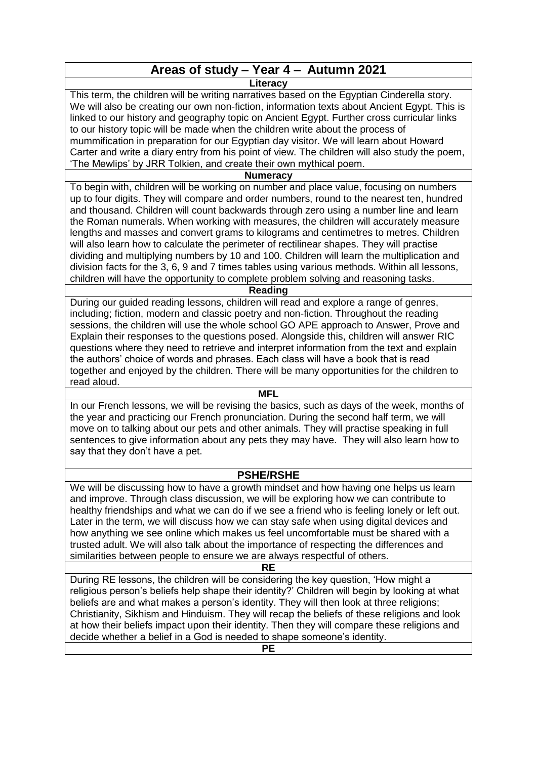# Areas of study – Year 4 – Autumn 2021

## Literacy

This term, the children will be writing narratives based on the Egyptian Cinderella story. We will also be creating our own non-fiction, information texts about Ancient Egypt. This is linked to our history and geography topic on Ancient Egypt. Further cross curricular links to our history topic will be made when the children write about the process of mummification in preparation for our Egyptian day visitor. We will learn about Howard Carter and write a diary entry from his point of view. The children will also study the poem, 'The Mewlips' by JRR Tolkien, and create their own mythical poem.

## Numeracy

To begin with, children will be working on number and place value, focusing on numbers up to four digits. They will compare and order numbers, round to the nearest ten, hundred and thousand. Children will count backwards through zero using a number line and learn the Roman numerals. When working with measures, the children will accurately measure lengths and masses and convert grams to kilograms and centimetres to metres. Children will also learn how to calculate the perimeter of rectilinear shapes. They will practise dividing and multiplying numbers by 10 and 100. Children will learn the multiplication and division facts for the 3, 6, 9 and 7 times tables using various methods. Within all lessons, children will have the opportunity to complete problem solving and reasoning tasks.

## Reading

During our guided reading lessons, children will read and explore a range of genres, including; fiction, modern and classic poetry and non-fiction. Throughout the reading sessions, the children will use the whole school GO APE approach to Answer, Prove and Explain their responses to the questions posed. Alongside this, children will answer RIC questions where they need to retrieve and interpret information from the text and explain the authors' choice of words and phrases. Each class will have a book that is read together and enjoyed by the children. There will be many opportunities for the children to read aloud.

## MFL

In our French lessons, we will be revising the basics, such as days of the week, months of the year and practicing our French pronunciation. During the second half term, we will move on to talking about our pets and other animals. They will practise speaking in full sentences to give information about any pets they may have. They will also learn how to say that they don't have a pet.

## PSHE/RSHE

We will be discussing how to have a growth mindset and how having one helps us learn and improve. Through class discussion, we will be exploring how we can contribute to healthy friendships and what we can do if we see a friend who is feeling lonely or left out. Later in the term, we will discuss how we can stay safe when using digital devices and how anything we see online which makes us feel uncomfortable must be shared with a trusted adult. We will also talk about the importance of respecting the differences and similarities between people to ensure we are always respectful of others.

## RE

During RE lessons, the children will be considering the key question, 'How might a religious person's beliefs help shape their identity?' Children will begin by looking at what beliefs are and what makes a person's identity. They will then look at three religions; Christianity, Sikhism and Hinduism. They will recap the beliefs of these religions and look at how their beliefs impact upon their identity. Then they will compare these religions and decide whether a belief in a God is needed to shape someone's identity.

## PE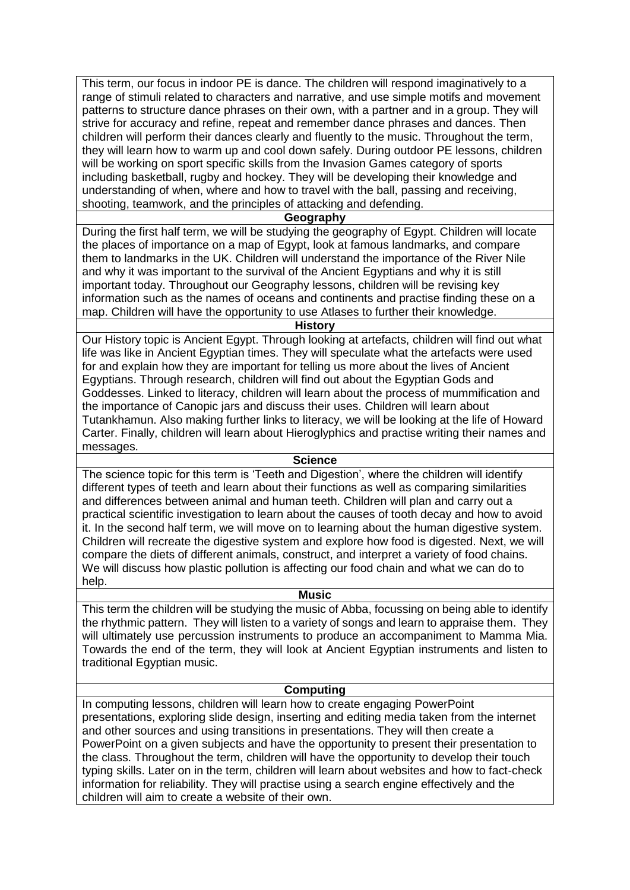This term, our focus in indoor PE is dance. The children will respond imaginatively to a range of stimuli related to characters and narrative, and use simple motifs and movement patterns to structure dance phrases on their own, with a partner and in a group. They will strive for accuracy and refine, repeat and remember dance phrases and dances. Then children will perform their dances clearly and fluently to the music. Throughout the term, they will learn how to warm up and cool down safely. During outdoor PE lessons, children will be working on sport specific skills from the Invasion Games category of sports including basketball, rugby and hockey. They will be developing their knowledge and understanding of when, where and how to travel with the ball, passing and receiving, shooting, teamwork, and the principles of attacking and defending.

## Geography

During the first half term, we will be studying the geography of Egypt. Children will locate the places of importance on a map of Egypt, look at famous landmarks, and compare them to landmarks in the UK. Children will understand the importance of the River Nile and why it was important to the survival of the Ancient Egyptians and why it is still important today. Throughout our Geography lessons, children will be revising key information such as the names of oceans and continents and practise finding these on a map. Children will have the opportunity to use Atlases to further their knowledge.

## History

Our History topic is Ancient Egypt. Through looking at artefacts, children will find out what life was like in Ancient Egyptian times. They will speculate what the artefacts were used for and explain how they are important for telling us more about the lives of Ancient Egyptians. Through research, children will find out about the Egyptian Gods and Goddesses. Linked to literacy, children will learn about the process of mummification and the importance of Canopic jars and discuss their uses. Children will learn about Tutankhamun. Also making further links to literacy, we will be looking at the life of Howard Carter. Finally, children will learn about Hieroglyphics and practise writing their names and messages.

## Science

The science topic for this term is 'Teeth and Digestion', where the children will identify different types of teeth and learn about their functions as well as comparing similarities and differences between animal and human teeth. Children will plan and carry out a practical scientific investigation to learn about the causes of tooth decay and how to avoid it. In the second half term, we will move on to learning about the human digestive system. Children will recreate the digestive system and explore how food is digested. Next, we will compare the diets of different animals, construct, and interpret a variety of food chains. We will discuss how plastic pollution is affecting our food chain and what we can do to help.

## Music

This term the children will be studying the music of Abba, focussing on being able to identify the rhythmic pattern. They will listen to a variety of songs and learn to appraise them. They will ultimately use percussion instruments to produce an accompaniment to Mamma Mia. Towards the end of the term, they will look at Ancient Egyptian instruments and listen to traditional Egyptian music.

## Computing

In computing lessons, children will learn how to create engaging PowerPoint presentations, exploring slide design, inserting and editing media taken from the internet and other sources and using transitions in presentations. They will then create a PowerPoint on a given subjects and have the opportunity to present their presentation to the class. Throughout the term, children will have the opportunity to develop their touch typing skills. Later on in the term, children will learn about websites and how to fact-check information for reliability. They will practise using a search engine effectively and the children will aim to create a website of their own.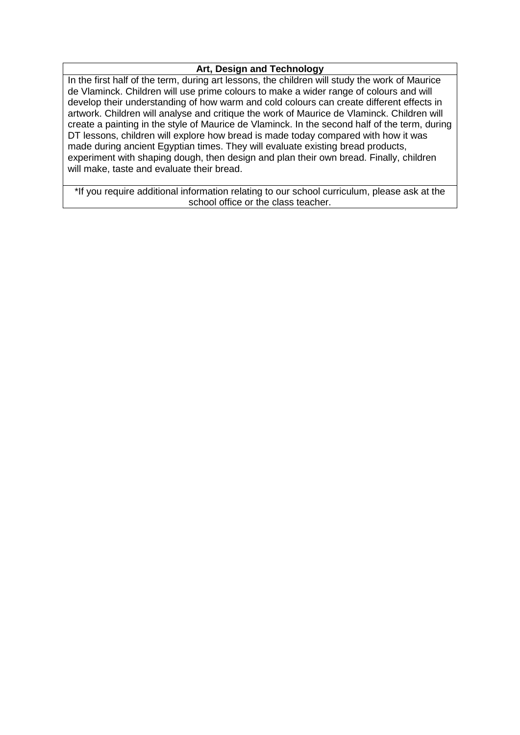| Art, Design and Technology |
| --- |
| In the first half of the term, during art lessons, the children will study the work of Maurice de Vlaminck. Children will use prime colours to make a wider range of colours and will develop their understanding of how warm and cold colours can create different effects in artwork. Children will analyse and critique the work of Maurice de Vlaminck. Children will create a painting in the style of Maurice de Vlaminck. In the second half of the term, during DT lessons, children will explore how bread is made today compared with how it was made during ancient Egyptian times. They will evaluate existing bread products, experiment with shaping dough, then design and plan their own bread. Finally, children will make, taste and evaluate their bread. |
| *If you require additional information relating to our school curriculum, please ask at the school office or the class teacher. |